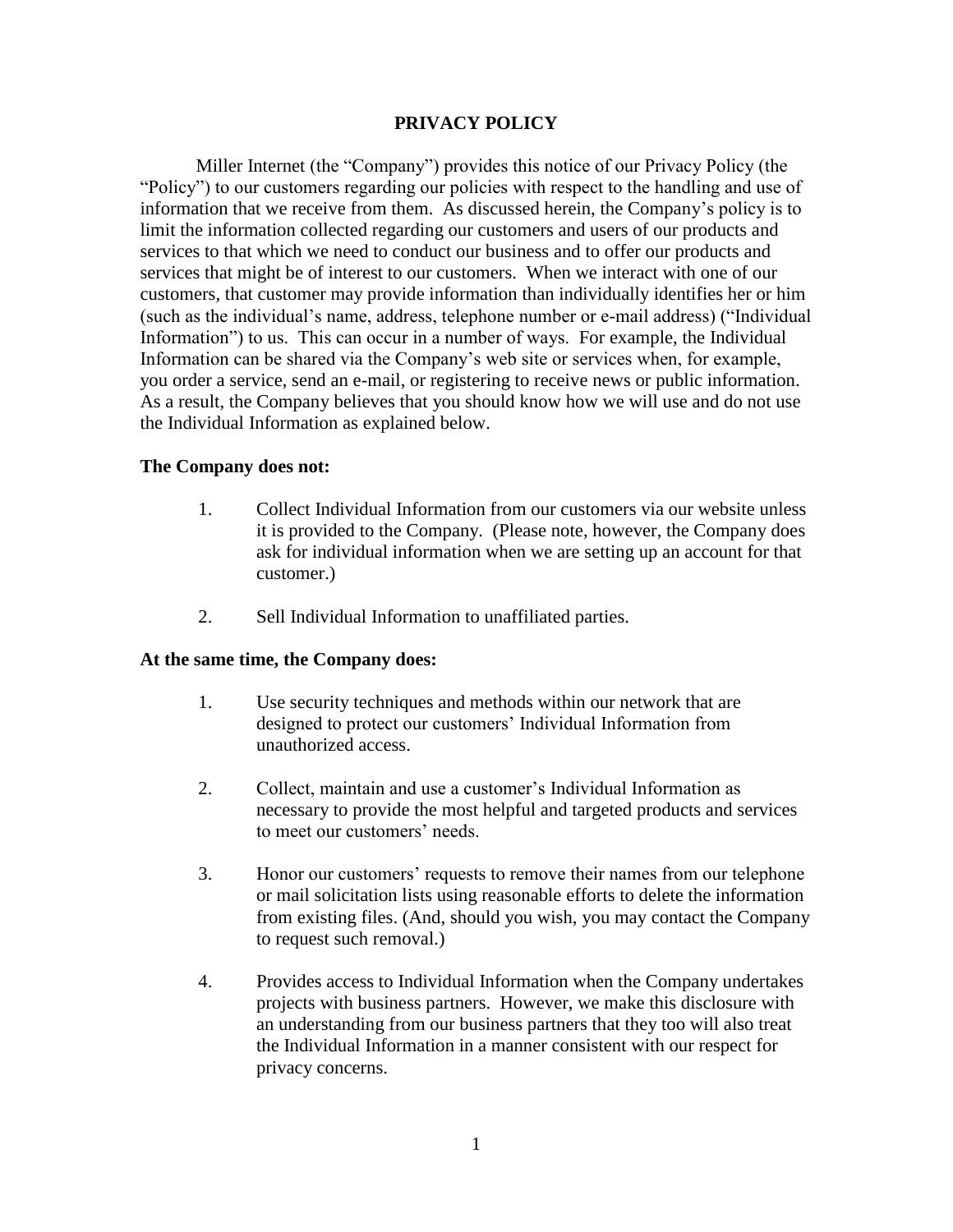# PRIVACY POLICY

Miller Internet (the "Company") provides this notice of our Privacy Policy (the "Policy") to our customers regarding our policies with respect to the handling and use of information that we receive from them. As discussed herein, the Company's policy is to limit the information collected regarding our customers and users of our products and services to that which we need to conduct our business and to offer our products and services that might be of interest to our customers. When we interact with one of our customers, that customer may provide information than individually identifies her or him (such as the individual's name, address, telephone number or e-mail address) ("Individual Information") to us. This can occur in a number of ways. For example, the Individual Information can be shared via the Company's web site or services when, for example, you order a service, send an e-mail, or registering to receive news or public information. As a result, the Company believes that you should know how we will use and do not use the Individual Information as explained below.

**The Company does not:**

1. Collect Individual Information from our customers via our website unless it is provided to the Company. (Please note, however, the Company does ask for individual information when we are setting up an account for that customer.)

2. Sell Individual Information to unaffiliated parties.

**At the same time, the Company does:**

1. Use security techniques and methods within our network that are designed to protect our customers' Individual Information from unauthorized access.

2. Collect, maintain and use a customer's Individual Information as necessary to provide the most helpful and targeted products and services to meet our customers' needs.

3. Honor our customers' requests to remove their names from our telephone or mail solicitation lists using reasonable efforts to delete the information from existing files. (And, should you wish, you may contact the Company to request such removal.)

4. Provides access to Individual Information when the Company undertakes projects with business partners. However, we make this disclosure with an understanding from our business partners that they too will also treat the Individual Information in a manner consistent with our respect for privacy concerns.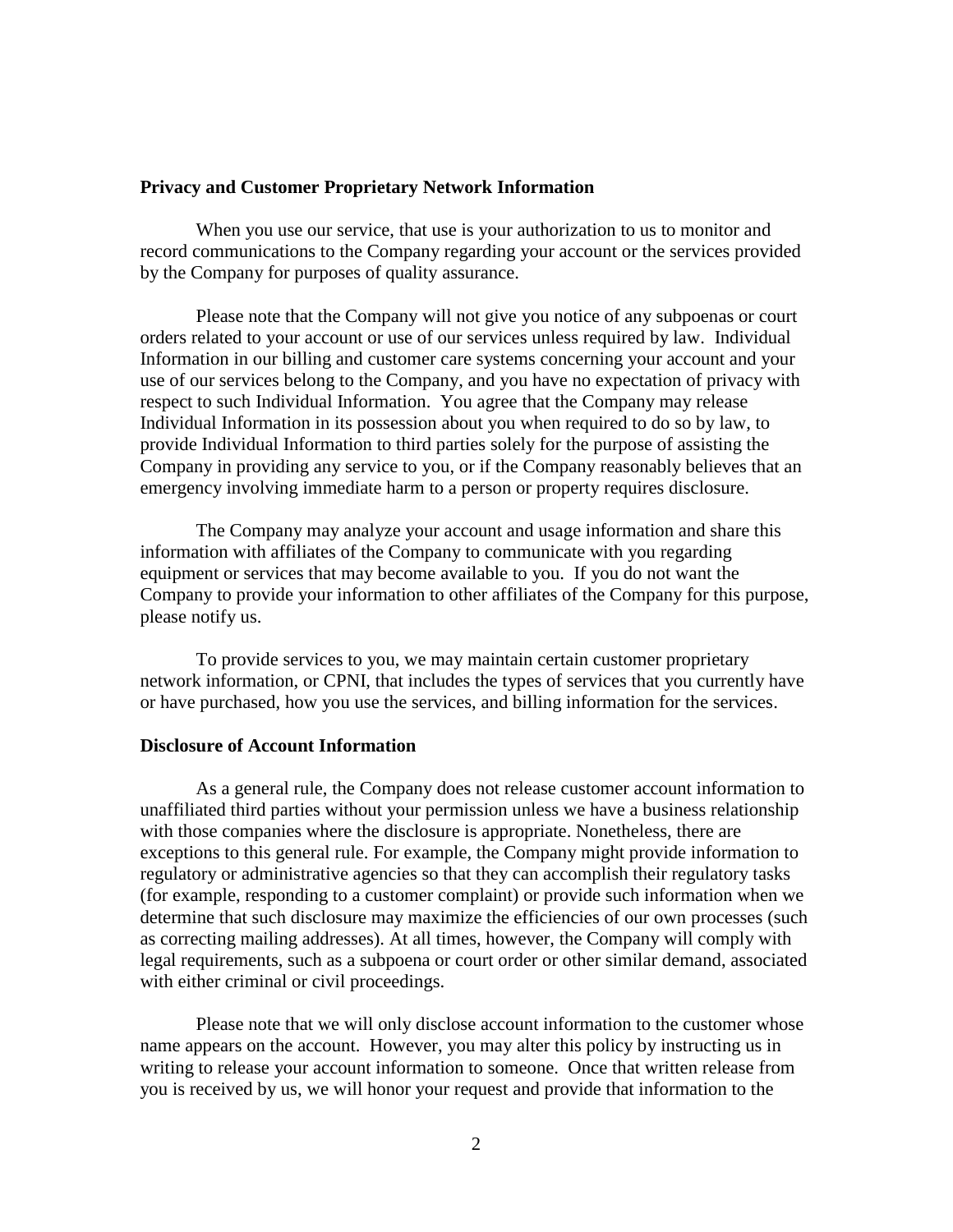**Privacy and Customer Proprietary Network Information**

When you use our service, that use is your authorization to us to monitor and record communications to the Company regarding your account or the services provided by the Company for purposes of quality assurance.

Please note that the Company will not give you notice of any subpoenas or court orders related to your account or use of our services unless required by law. Individual Information in our billing and customer care systems concerning your account and your use of our services belong to the Company, and you have no expectation of privacy with respect to such Individual Information. You agree that the Company may release Individual Information in its possession about you when required to do so by law, to provide Individual Information to third parties solely for the purpose of assisting the Company in providing any service to you, or if the Company reasonably believes that an emergency involving immediate harm to a person or property requires disclosure.

The Company may analyze your account and usage information and share this information with affiliates of the Company to communicate with you regarding equipment or services that may become available to you. If you do not want the Company to provide your information to other affiliates of the Company for this purpose, please notify us.

To provide services to you, we may maintain certain customer proprietary network information, or CPNI, that includes the types of services that you currently have or have purchased, how you use the services, and billing information for the services.

**Disclosure of Account Information**

As a general rule, the Company does not release customer account information to unaffiliated third parties without your permission unless we have a business relationship with those companies where the disclosure is appropriate. Nonetheless, there are exceptions to this general rule. For example, the Company might provide information to regulatory or administrative agencies so that they can accomplish their regulatory tasks (for example, responding to a customer complaint) or provide such information when we determine that such disclosure may maximize the efficiencies of our own processes (such as correcting mailing addresses). At all times, however, the Company will comply with legal requirements, such as a subpoena or court order or other similar demand, associated with either criminal or civil proceedings.

Please note that we will only disclose account information to the customer whose name appears on the account. However, you may alter this policy by instructing us in writing to release your account information to someone. Once that written release from you is received by us, we will honor your request and provide that information to the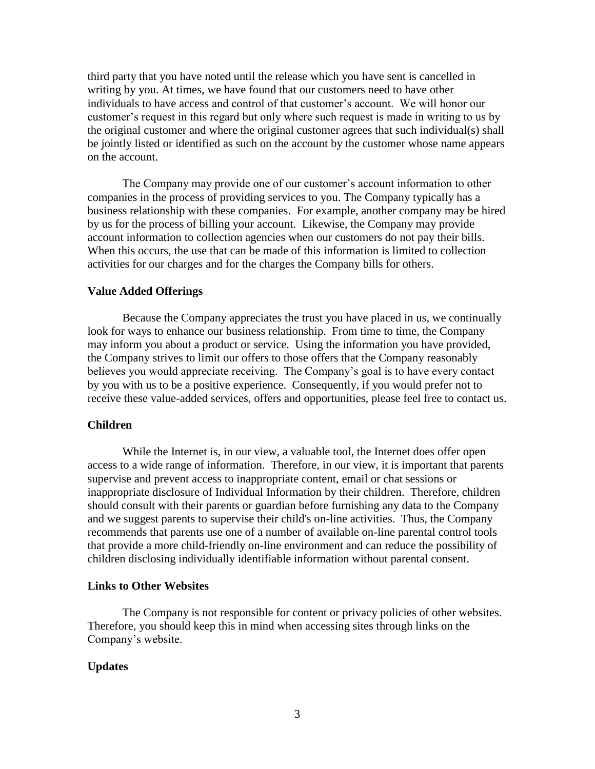third party that you have noted until the release which you have sent is cancelled in writing by you. At times, we have found that our customers need to have other individuals to have access and control of that customer's account. We will honor our customer's request in this regard but only where such request is made in writing to us by the original customer and where the original customer agrees that such individual(s) shall be jointly listed or identified as such on the account by the customer whose name appears on the account.

The Company may provide one of our customer's account information to other companies in the process of providing services to you. The Company typically has a business relationship with these companies. For example, another company may be hired by us for the process of billing your account. Likewise, the Company may provide account information to collection agencies when our customers do not pay their bills. When this occurs, the use that can be made of this information is limited to collection activities for our charges and for the charges the Company bills for others.

**Value Added Offerings**

Because the Company appreciates the trust you have placed in us, we continually look for ways to enhance our business relationship. From time to time, the Company may inform you about a product or service. Using the information you have provided, the Company strives to limit our offers to those offers that the Company reasonably believes you would appreciate receiving. The Company's goal is to have every contact by you with us to be a positive experience. Consequently, if you would prefer not to receive these value-added services, offers and opportunities, please feel free to contact us.

**Children**

While the Internet is, in our view, a valuable tool, the Internet does offer open access to a wide range of information. Therefore, in our view, it is important that parents supervise and prevent access to inappropriate content, email or chat sessions or inappropriate disclosure of Individual Information by their children. Therefore, children should consult with their parents or guardian before furnishing any data to the Company and we suggest parents to supervise their child's on-line activities. Thus, the Company recommends that parents use one of a number of available on-line parental control tools that provide a more child-friendly on-line environment and can reduce the possibility of children disclosing individually identifiable information without parental consent.

**Links to Other Websites**

The Company is not responsible for content or privacy policies of other websites. Therefore, you should keep this in mind when accessing sites through links on the Company's website.

**Updates**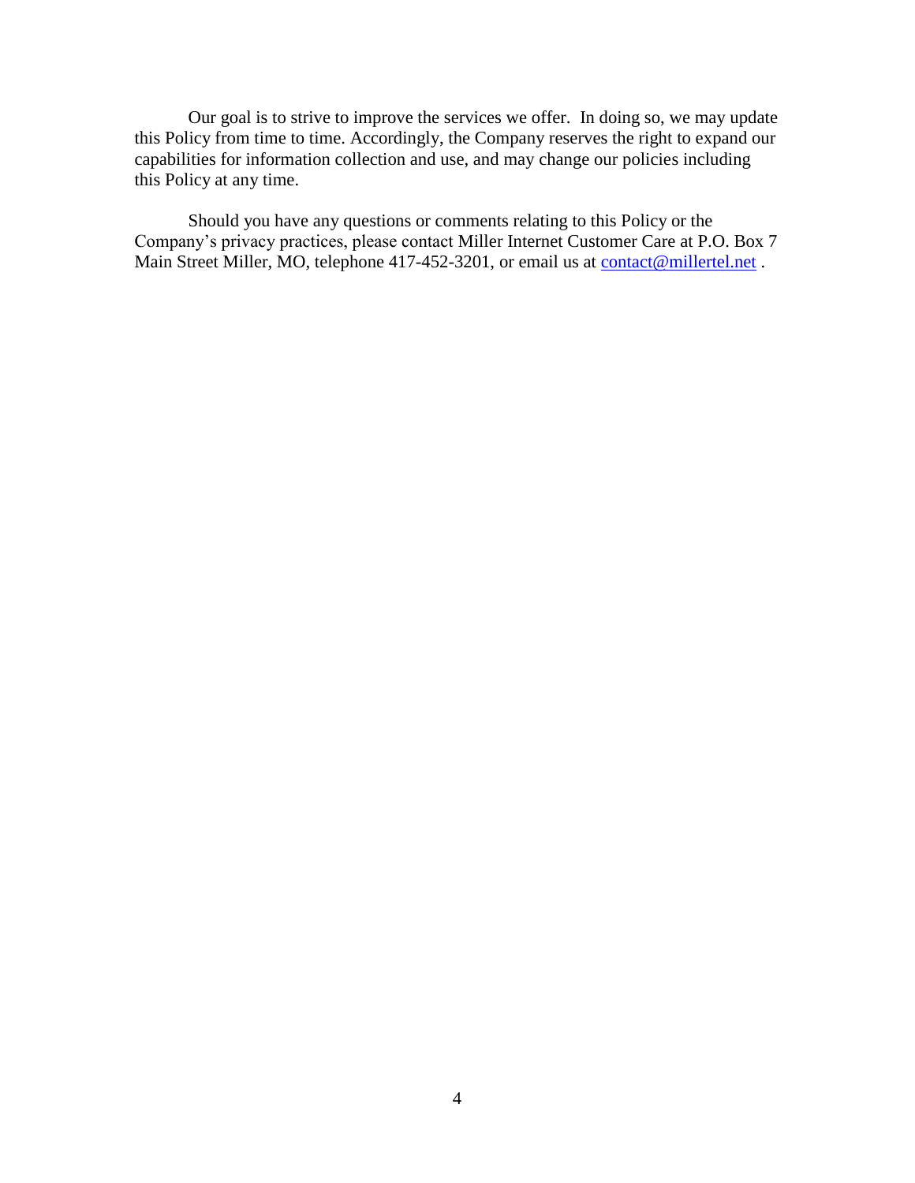Our goal is to strive to improve the services we offer. In doing so, we may update this Policy from time to time. Accordingly, the Company reserves the right to expand our capabilities for information collection and use, and may change our policies including this Policy at any time.

Should you have any questions or comments relating to this Policy or the Company's privacy practices, please contact Miller Internet Customer Care at P.O. Box 7 Main Street Miller, MO, telephone 417-452-3201, or email us at contact@millertel.net .